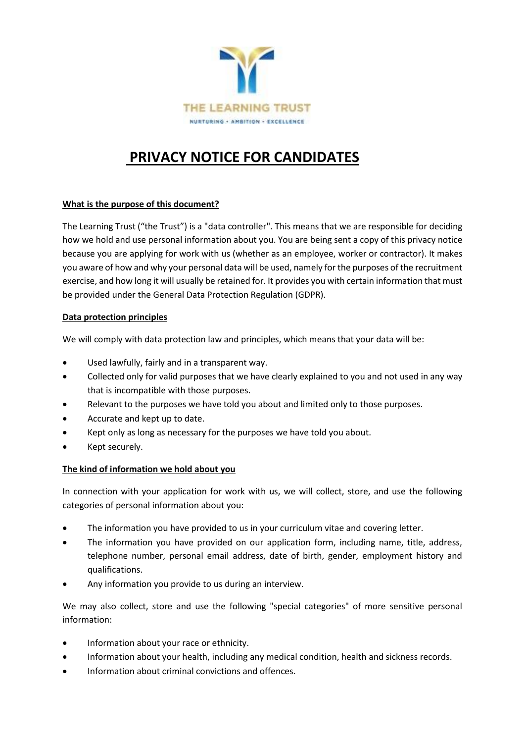THE LEARNING TRUST

NURTURING • AMBITION • EXCELLENCE

# PRIVACY NOTICE FOR CANDIDATES

## What is the purpose of this document?

The Learning Trust ("the Trust") is a "data controller". This means that we are responsible for deciding how we hold and use personal information about you. You are being sent a copy of this privacy notice because you are applying for work with us (whether as an employee, worker or contractor). It makes you aware of how and why your personal data will be used, namely for the purposes of the recruitment exercise, and how long it will usually be retained for. It provides you with certain information that must be provided under the General Data Protection Regulation (GDPR).

## Data protection principles

We will comply with data protection law and principles, which means that your data will be:

- Used lawfully, fairly and in a transparent way.
- Collected only for valid purposes that we have clearly explained to you and not used in any way that is incompatible with those purposes.
- Relevant to the purposes we have told you about and limited only to those purposes.
- Accurate and kept up to date.
- Kept only as long as necessary for the purposes we have told you about.
- Kept securely.

## The kind of information we hold about you

In connection with your application for work with us, we will collect, store, and use the following categories of personal information about you:

- The information you have provided to us in your curriculum vitae and covering letter.
- The information you have provided on our application form, including name, title, address, telephone number, personal email address, date of birth, gender, employment history and qualifications.
- Any information you provide to us during an interview.

We may also collect, store and use the following "special categories" of more sensitive personal information:

- Information about your race or ethnicity.
- Information about your health, including any medical condition, health and sickness records.
- Information about criminal convictions and offences.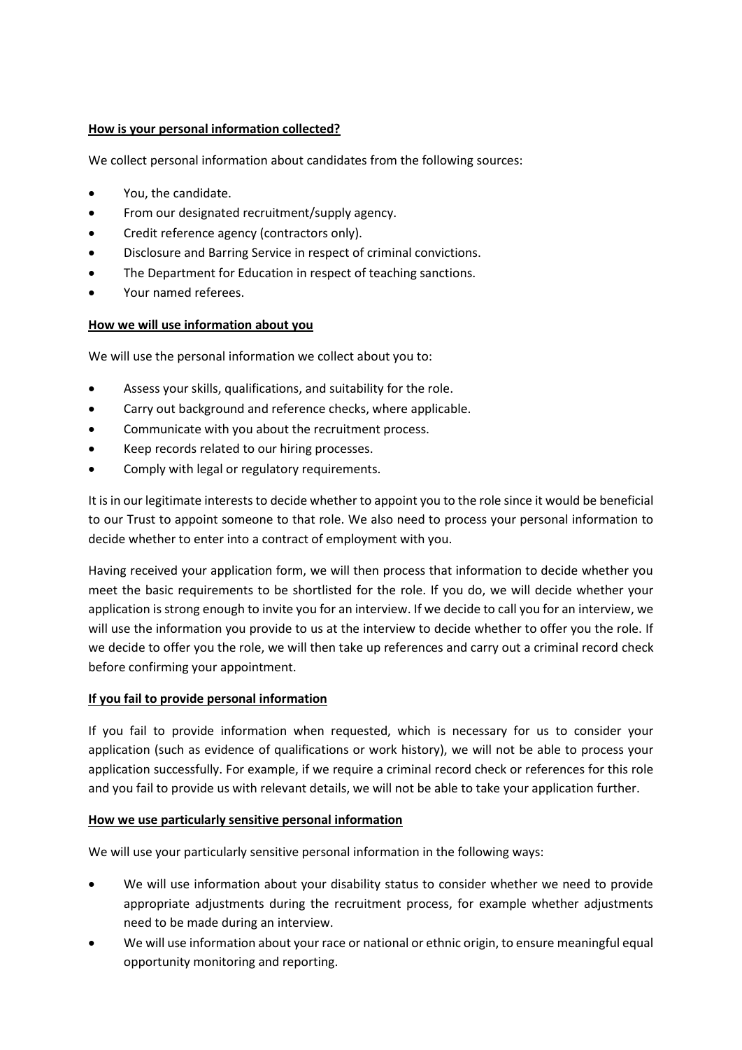**How is your personal information collected?**

We collect personal information about candidates from the following sources:

- You, the candidate.
- From our designated recruitment/supply agency.
- Credit reference agency (contractors only).
- Disclosure and Barring Service in respect of criminal convictions.
- The Department for Education in respect of teaching sanctions.
- Your named referees.

**How we will use information about you**

We will use the personal information we collect about you to:

- Assess your skills, qualifications, and suitability for the role.
- Carry out background and reference checks, where applicable.
- Communicate with you about the recruitment process.
- Keep records related to our hiring processes.
- Comply with legal or regulatory requirements.

It is in our legitimate interests to decide whether to appoint you to the role since it would be beneficial to our Trust to appoint someone to that role. We also need to process your personal information to decide whether to enter into a contract of employment with you.

Having received your application form, we will then process that information to decide whether you meet the basic requirements to be shortlisted for the role. If you do, we will decide whether your application is strong enough to invite you for an interview. If we decide to call you for an interview, we will use the information you provide to us at the interview to decide whether to offer you the role. If we decide to offer you the role, we will then take up references and carry out a criminal record check before confirming your appointment.

**If you fail to provide personal information**

If you fail to provide information when requested, which is necessary for us to consider your application (such as evidence of qualifications or work history), we will not be able to process your application successfully. For example, if we require a criminal record check or references for this role and you fail to provide us with relevant details, we will not be able to take your application further.

**How we use particularly sensitive personal information**

We will use your particularly sensitive personal information in the following ways:

- We will use information about your disability status to consider whether we need to provide appropriate adjustments during the recruitment process, for example whether adjustments need to be made during an interview.
- We will use information about your race or national or ethnic origin, to ensure meaningful equal opportunity monitoring and reporting.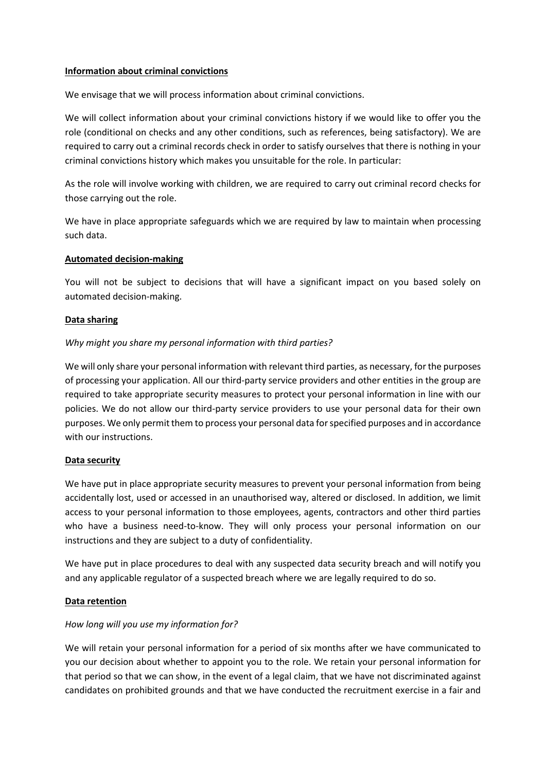**Information about criminal convictions**

We envisage that we will process information about criminal convictions.

We will collect information about your criminal convictions history if we would like to offer you the role (conditional on checks and any other conditions, such as references, being satisfactory). We are required to carry out a criminal records check in order to satisfy ourselves that there is nothing in your criminal convictions history which makes you unsuitable for the role. In particular:

As the role will involve working with children, we are required to carry out criminal record checks for those carrying out the role.

We have in place appropriate safeguards which we are required by law to maintain when processing such data.

**Automated decision-making**

You will not be subject to decisions that will have a significant impact on you based solely on automated decision-making.

**Data sharing**

*Why might you share my personal information with third parties?*

We will only share your personal information with relevant third parties, as necessary, for the purposes of processing your application. All our third-party service providers and other entities in the group are required to take appropriate security measures to protect your personal information in line with our policies. We do not allow our third-party service providers to use your personal data for their own purposes. We only permit them to process your personal data for specified purposes and in accordance with our instructions.

**Data security**

We have put in place appropriate security measures to prevent your personal information from being accidentally lost, used or accessed in an unauthorised way, altered or disclosed. In addition, we limit access to your personal information to those employees, agents, contractors and other third parties who have a business need-to-know. They will only process your personal information on our instructions and they are subject to a duty of confidentiality.

We have put in place procedures to deal with any suspected data security breach and will notify you and any applicable regulator of a suspected breach where we are legally required to do so.

**Data retention**

*How long will you use my information for?*

We will retain your personal information for a period of six months after we have communicated to you our decision about whether to appoint you to the role. We retain your personal information for that period so that we can show, in the event of a legal claim, that we have not discriminated against candidates on prohibited grounds and that we have conducted the recruitment exercise in a fair and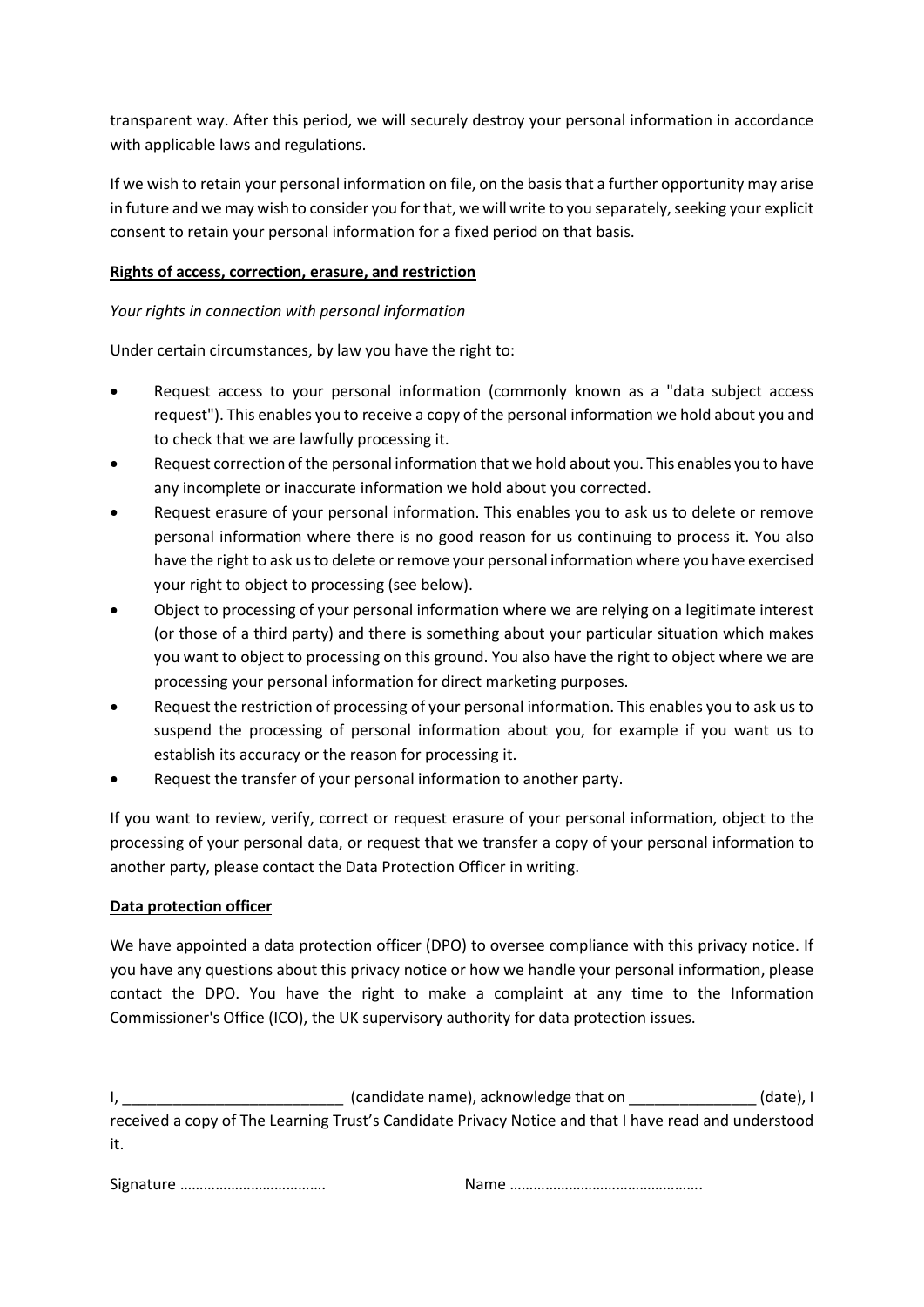transparent way. After this period, we will securely destroy your personal information in accordance with applicable laws and regulations.

If we wish to retain your personal information on file, on the basis that a further opportunity may arise in future and we may wish to consider you for that, we will write to you separately, seeking your explicit consent to retain your personal information for a fixed period on that basis.

**Rights of access, correction, erasure, and restriction**

*Your rights in connection with personal information*

Under certain circumstances, by law you have the right to:

- Request access to your personal information (commonly known as a "data subject access request"). This enables you to receive a copy of the personal information we hold about you and to check that we are lawfully processing it.
- Request correction of the personal information that we hold about you. This enables you to have any incomplete or inaccurate information we hold about you corrected.
- Request erasure of your personal information. This enables you to ask us to delete or remove personal information where there is no good reason for us continuing to process it. You also have the right to ask us to delete or remove your personal information where you have exercised your right to object to processing (see below).
- Object to processing of your personal information where we are relying on a legitimate interest (or those of a third party) and there is something about your particular situation which makes you want to object to processing on this ground. You also have the right to object where we are processing your personal information for direct marketing purposes.
- Request the restriction of processing of your personal information. This enables you to ask us to suspend the processing of personal information about you, for example if you want us to establish its accuracy or the reason for processing it.
- Request the transfer of your personal information to another party.

If you want to review, verify, correct or request erasure of your personal information, object to the processing of your personal data, or request that we transfer a copy of your personal information to another party, please contact the Data Protection Officer in writing.

**Data protection officer**

We have appointed a data protection officer (DPO) to oversee compliance with this privacy notice. If you have any questions about this privacy notice or how we handle your personal information, please contact the DPO. You have the right to make a complaint at any time to the Information Commissioner's Office (ICO), the UK supervisory authority for data protection issues.

I, __________________________ (candidate name), acknowledge that on _______________ (date), I received a copy of The Learning Trust's Candidate Privacy Notice and that I have read and understood it.

Signature ……………………………… Name ………………………………………..